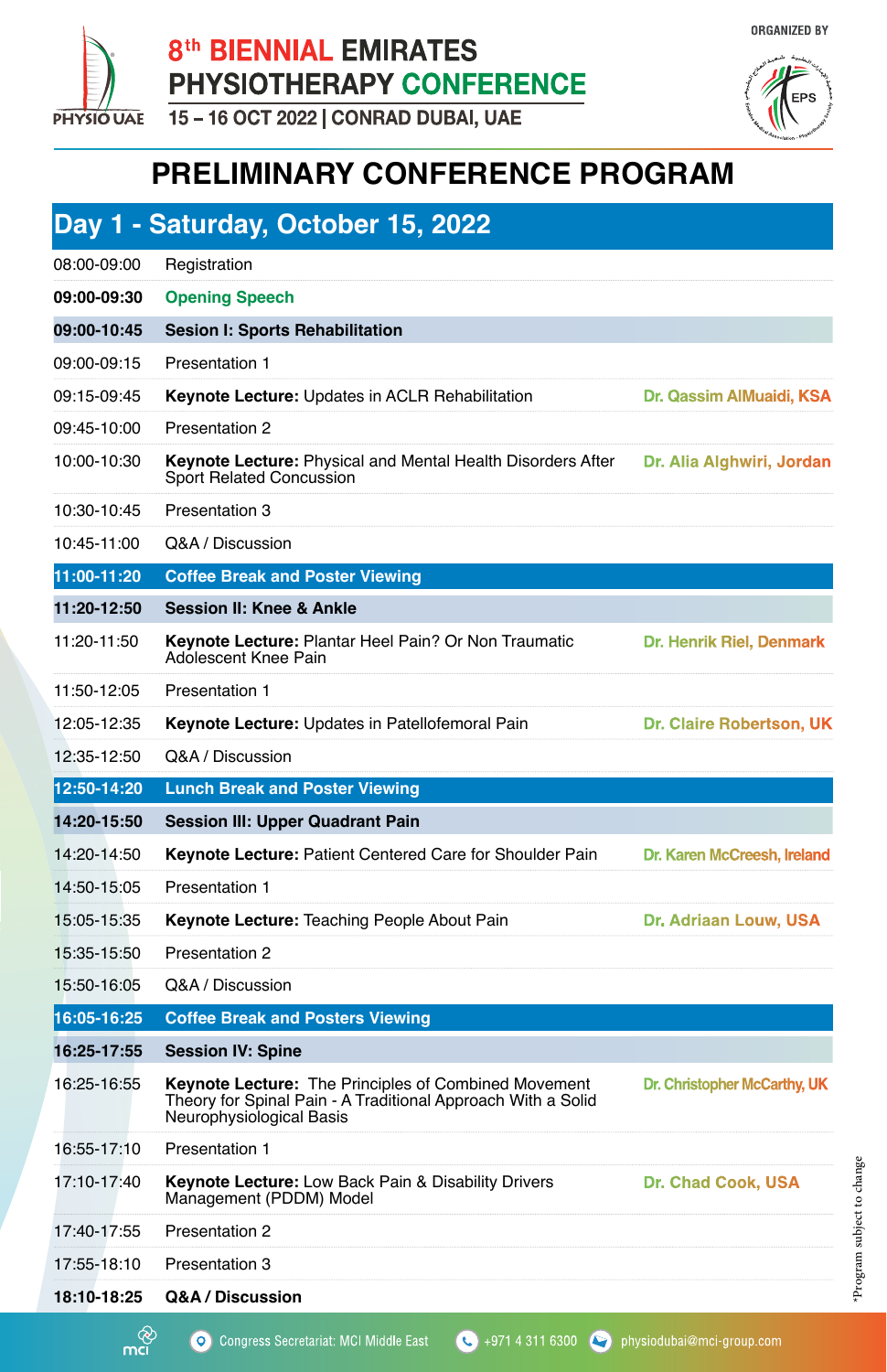# 8th BIENNIAL EMIRATES PHYSIOTHERAPY CONFERENCE

15 – 16 OCT 2022 | CONRAD DUBAI, UAE

PHYSIO UAE

ORGANIZED BY

EPS

## PRELIMINARY CONFERENCE PROGRAM

### Day 1 - Saturday, October 15, 2022

| Time | Program | Speaker |
|---|---|---|
| 08:00-09:00 | Registration | |
| **09:00-09:30** | **Opening Speech** | |
| **09:00-10:45** | **Sesion I: Sports Rehabilitation** | |
| 09:00-09:15 | Presentation 1 | |
| 09:15-09:45 | **Keynote Lecture:** Updates in ACLR Rehabilitation | Dr. Qassim AlMuaidi, KSA |
| 09:45-10:00 | Presentation 2 | |
| 10:00-10:30 | **Keynote Lecture:** Physical and Mental Health Disorders After Sport Related Concussion | Dr. Alia Alghwiri, Jordan |
| 10:30-10:45 | Presentation 3 | |
| 10:45-11:00 | Q&A / Discussion | |
| **11:00-11:20** | **Coffee Break and Poster Viewing** | |
| **11:20-12:50** | **Session II: Knee & Ankle** | |
| 11:20-11:50 | **Keynote Lecture:** Plantar Heel Pain? Or Non Traumatic Adolescent Knee Pain | Dr. Henrik Riel, Denmark |
| 11:50-12:05 | Presentation 1 | |
| 12:05-12:35 | **Keynote Lecture:** Updates in Patellofemoral Pain | Dr. Claire Robertson, UK |
| 12:35-12:50 | Q&A / Discussion | |
| **12:50-14:20** | **Lunch Break and Poster Viewing** | |
| **14:20-15:50** | **Session III: Upper Quadrant Pain** | |
| 14:20-14:50 | **Keynote Lecture:** Patient Centered Care for Shoulder Pain | Dr. Karen McCreesh, Ireland |
| 14:50-15:05 | Presentation 1 | |
| 15:05-15:35 | **Keynote Lecture:** Teaching People About Pain | Dr. Adriaan Louw, USA |
| 15:35-15:50 | Presentation 2 | |
| 15:50-16:05 | Q&A / Discussion | |
| **16:05-16:25** | **Coffee Break and Posters Viewing** | |
| **16:25-17:55** | **Session IV: Spine** | |
| 16:25-16:55 | **Keynote Lecture:** The Principles of Combined Movement Theory for Spinal Pain - A Traditional Approach With a Solid Neurophysiological Basis | Dr. Christopher McCarthy, UK |
| 16:55-17:10 | Presentation 1 | |
| 17:10-17:40 | **Keynote Lecture:** Low Back Pain & Disability Drivers Management (PDDM) Model | Dr. Chad Cook, USA |
| 17:40-17:55 | Presentation 2 | |
| 17:55-18:10 | Presentation 3 | |
| **18:10-18:25** | **Q&A / Discussion** | |

*Program subject to change

mci | Congress Secretariat: MCI Middle East | +971 4 311 6300 | physiodubai@mci-group.com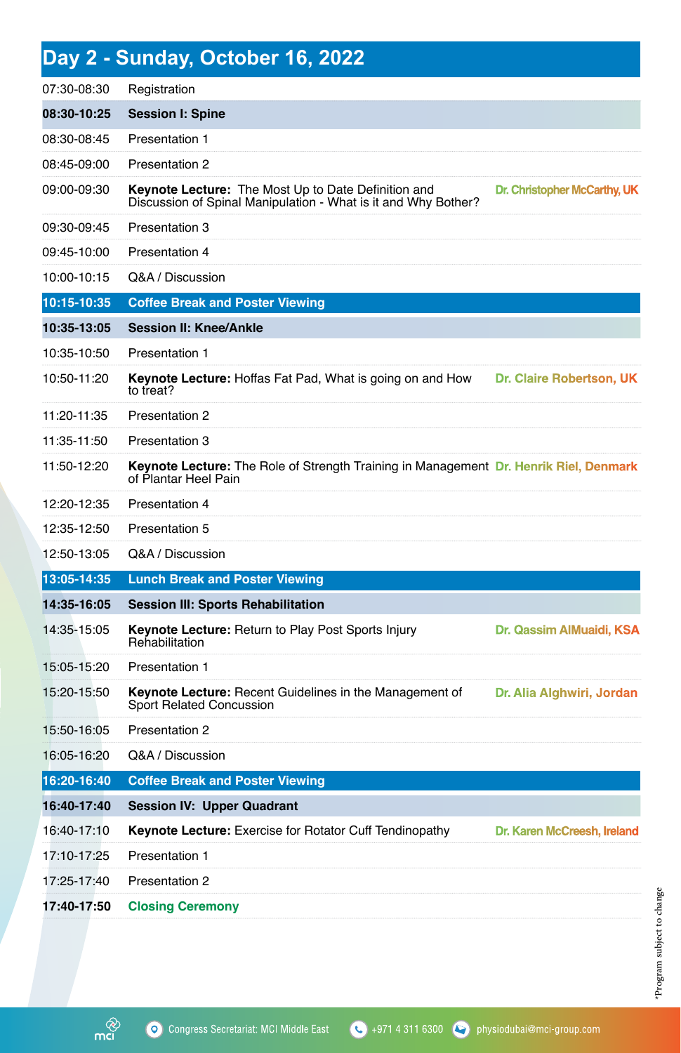## Day 2 - Sunday, October 16, 2022

| | | |
|---|---|---|
| 07:30-08:30 | Registration | |
| **08:30-10:25** | **Session I: Spine** | |
| 08:30-08:45 | Presentation 1 | |
| 08:45-09:00 | Presentation 2 | |
| 09:00-09:30 | **Keynote Lecture:** The Most Up to Date Definition and Discussion of Spinal Manipulation - What is it and Why Bother? | Dr. Christopher McCarthy, UK |
| 09:30-09:45 | Presentation 3 | |
| 09:45-10:00 | Presentation 4 | |
| 10:00-10:15 | Q&A / Discussion | |
| **10:15-10:35** | **Coffee Break and Poster Viewing** | |
| **10:35-13:05** | **Session II: Knee/Ankle** | |
| 10:35-10:50 | Presentation 1 | |
| 10:50-11:20 | **Keynote Lecture:** Hoffas Fat Pad, What is going on and How to treat? | Dr. Claire Robertson, UK |
| 11:20-11:35 | Presentation 2 | |
| 11:35-11:50 | Presentation 3 | |
| 11:50-12:20 | **Keynote Lecture:** The Role of Strength Training in Management of Plantar Heel Pain | Dr. Henrik Riel, Denmark |
| 12:20-12:35 | Presentation 4 | |
| 12:35-12:50 | Presentation 5 | |
| 12:50-13:05 | Q&A / Discussion | |
| **13:05-14:35** | **Lunch Break and Poster Viewing** | |
| **14:35-16:05** | **Session III: Sports Rehabilitation** | |
| 14:35-15:05 | **Keynote Lecture:** Return to Play Post Sports Injury Rehabilitation | Dr. Qassim AlMuaidi, KSA |
| 15:05-15:20 | Presentation 1 | |
| 15:20-15:50 | **Keynote Lecture:** Recent Guidelines in the Management of Sport Related Concussion | Dr. Alia Alghwiri, Jordan |
| 15:50-16:05 | Presentation 2 | |
| 16:05-16:20 | Q&A / Discussion | |
| **16:20-16:40** | **Coffee Break and Poster Viewing** | |
| **16:40-17:40** | **Session IV: Upper Quadrant** | |
| 16:40-17:10 | **Keynote Lecture:** Exercise for Rotator Cuff Tendinopathy | Dr. Karen McCreesh, Ireland |
| 17:10-17:25 | Presentation 1 | |
| 17:25-17:40 | Presentation 2 | |
| **17:40-17:50** | **Closing Ceremony** | |

*Program subject to change

Congress Secretariat: MCI Middle East | +971 4 311 6300 | physiodubai@mci-group.com